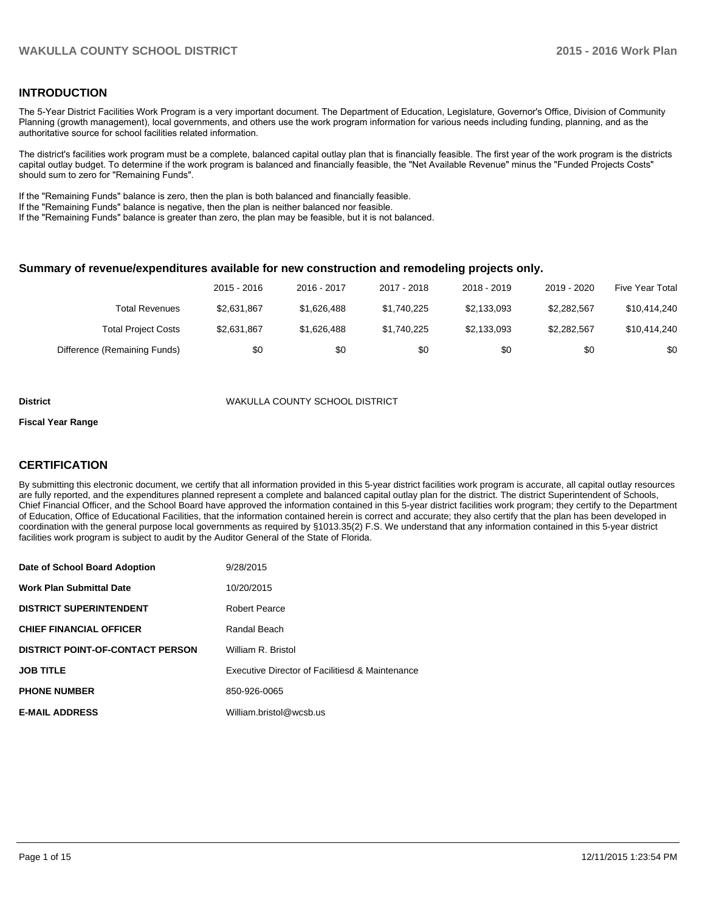## INTRODUCTION

The 5-Year District Facilities Work Program is a very important document. The Department of Education, Legislature, Governor's Office, Division of Community Planning (growth management), local governments, and others use the work program information for various needs including funding, planning, and as the authoritative source for school facilities related information.

The district's facilities work program must be a complete, balanced capital outlay plan that is financially feasible. The first year of the work program is the districts capital outlay budget. To determine if the work program is balanced and financially feasible, the "Net Available Revenue" minus the "Funded Projects Costs" should sum to zero for "Remaining Funds".

If the "Remaining Funds" balance is zero, then the plan is both balanced and financially feasible.
If the "Remaining Funds" balance is negative, then the plan is neither balanced nor feasible.
If the "Remaining Funds" balance is greater than zero, the plan may be feasible, but it is not balanced.

### Summary of revenue/expenditures available for new construction and remodeling projects only.

| | 2015 - 2016 | 2016 - 2017 | 2017 - 2018 | 2018 - 2019 | 2019 - 2020 | Five Year Total |
|---|---|---|---|---|---|---|
| Total Revenues | $2,631,867 | $1,626,488 | $1,740,225 | $2,133,093 | $2,282,567 | $10,414,240 |
| Total Project Costs | $2,631,867 | $1,626,488 | $1,740,225 | $2,133,093 | $2,282,567 | $10,414,240 |
| Difference (Remaining Funds) | $0 | $0 | $0 | $0 | $0 | $0 |

**District** WAKULLA COUNTY SCHOOL DISTRICT

**Fiscal Year Range**

## CERTIFICATION

By submitting this electronic document, we certify that all information provided in this 5-year district facilities work program is accurate, all capital outlay resources are fully reported, and the expenditures planned represent a complete and balanced capital outlay plan for the district. The district Superintendent of Schools, Chief Financial Officer, and the School Board have approved the information contained in this 5-year district facilities work program; they certify to the Department of Education, Office of Educational Facilities, that the information contained herein is correct and accurate; they also certify that the plan has been developed in coordination with the general purpose local governments as required by §1013.35(2) F.S. We understand that any information contained in this 5-year district facilities work program is subject to audit by the Auditor General of the State of Florida.

| | |
|---|---|
| **Date of School Board Adoption** | 9/28/2015 |
| **Work Plan Submittal Date** | 10/20/2015 |
| **DISTRICT SUPERINTENDENT** | Robert Pearce |
| **CHIEF FINANCIAL OFFICER** | Randal Beach |
| **DISTRICT POINT-OF-CONTACT PERSON** | William R. Bristol |
| **JOB TITLE** | Executive Director of Facilitiesd & Maintenance |
| **PHONE NUMBER** | 850-926-0065 |
| **E-MAIL ADDRESS** | William.bristol@wcsb.us |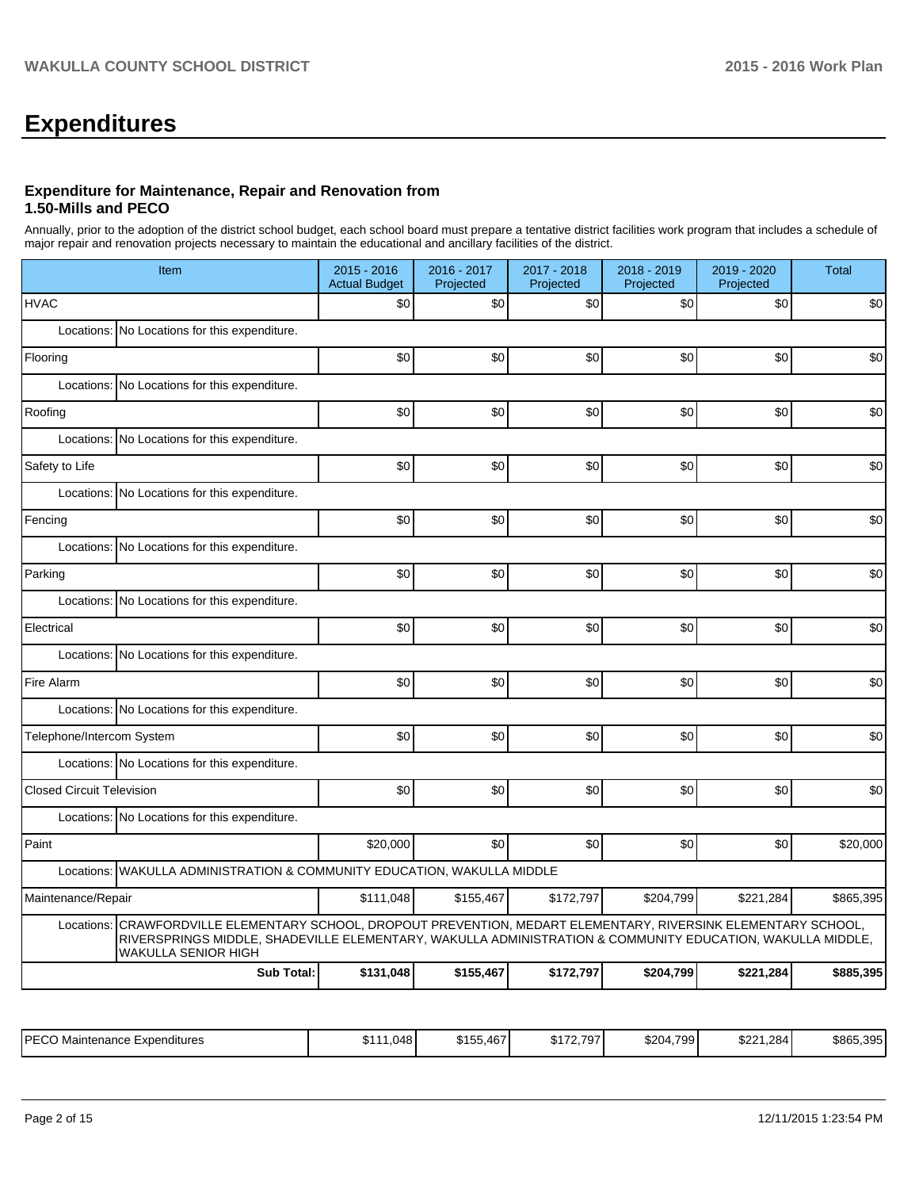# Expenditures

### Expenditure for Maintenance, Repair and Renovation from 1.50-Mills and PECO

Annually, prior to the adoption of the district school budget, each school board must prepare a tentative district facilities work program that includes a schedule of major repair and renovation projects necessary to maintain the educational and ancillary facilities of the district.

| Item | | 2015 - 2016 Actual Budget | 2016 - 2017 Projected | 2017 - 2018 Projected | 2018 - 2019 Projected | 2019 - 2020 Projected | Total |
|---|---|---|---|---|---|---|---|
| HVAC | | $0 | $0 | $0 | $0 | $0 | $0 |
| Locations: | No Locations for this expenditure. | | | | | | |
| Flooring | | $0 | $0 | $0 | $0 | $0 | $0 |
| Locations: | No Locations for this expenditure. | | | | | | |
| Roofing | | $0 | $0 | $0 | $0 | $0 | $0 |
| Locations: | No Locations for this expenditure. | | | | | | |
| Safety to Life | | $0 | $0 | $0 | $0 | $0 | $0 |
| Locations: | No Locations for this expenditure. | | | | | | |
| Fencing | | $0 | $0 | $0 | $0 | $0 | $0 |
| Locations: | No Locations for this expenditure. | | | | | | |
| Parking | | $0 | $0 | $0 | $0 | $0 | $0 |
| Locations: | No Locations for this expenditure. | | | | | | |
| Electrical | | $0 | $0 | $0 | $0 | $0 | $0 |
| Locations: | No Locations for this expenditure. | | | | | | |
| Fire Alarm | | $0 | $0 | $0 | $0 | $0 | $0 |
| Locations: | No Locations for this expenditure. | | | | | | |
| Telephone/Intercom System | | $0 | $0 | $0 | $0 | $0 | $0 |
| Locations: | No Locations for this expenditure. | | | | | | |
| Closed Circuit Television | | $0 | $0 | $0 | $0 | $0 | $0 |
| Locations: | No Locations for this expenditure. | | | | | | |
| Paint | | $20,000 | $0 | $0 | $0 | $0 | $20,000 |
| Locations: | WAKULLA ADMINISTRATION & COMMUNITY EDUCATION, WAKULLA MIDDLE | | | | | | |
| Maintenance/Repair | | $111,048 | $155,467 | $172,797 | $204,799 | $221,284 | $865,395 |
| Locations: | CRAWFORDVILLE ELEMENTARY SCHOOL, DROPOUT PREVENTION, MEDART ELEMENTARY, RIVERSINK ELEMENTARY SCHOOL, RIVERSPRINGS MIDDLE, SHADEVILLE ELEMENTARY, WAKULLA ADMINISTRATION & COMMUNITY EDUCATION, WAKULLA MIDDLE, WAKULLA SENIOR HIGH | | | | | | |
| **Sub Total:** | | **$131,048** | **$155,467** | **$172,797** | **$204,799** | **$221,284** | **$885,395** |

| | | | | | | |
|---|---|---|---|---|---|---|
| PECO Maintenance Expenditures | $111,048 | $155,467 | $172,797 | $204,799 | $221,284 | $865,395 |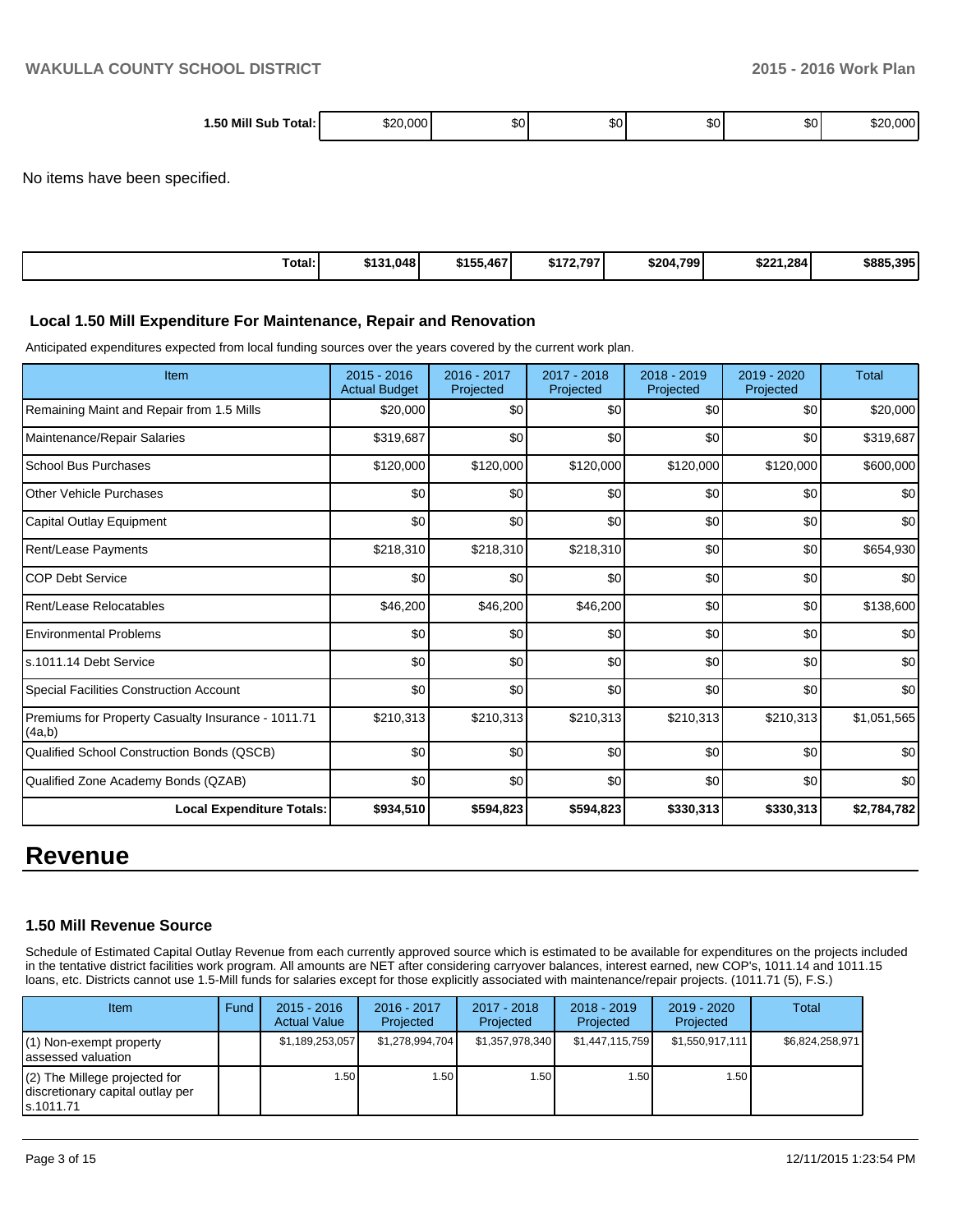| 1.50 Mill Sub Total: | $20,000 | $0 | $0 | $0 | $0 | $20,000 |
|---|---|---|---|---|---|---|

No items have been specified.

| Total: | $131,048 | $155,467 | $172,797 | $204,799 | $221,284 | $885,395 |
|---|---|---|---|---|---|---|

### Local 1.50 Mill Expenditure For Maintenance, Repair and Renovation

Anticipated expenditures expected from local funding sources over the years covered by the current work plan.

| Item | 2015 - 2016 Actual Budget | 2016 - 2017 Projected | 2017 - 2018 Projected | 2018 - 2019 Projected | 2019 - 2020 Projected | Total |
|---|---|---|---|---|---|---|
| Remaining Maint and Repair from 1.5 Mills | $20,000 | $0 | $0 | $0 | $0 | $20,000 |
| Maintenance/Repair Salaries | $319,687 | $0 | $0 | $0 | $0 | $319,687 |
| School Bus Purchases | $120,000 | $120,000 | $120,000 | $120,000 | $120,000 | $600,000 |
| Other Vehicle Purchases | $0 | $0 | $0 | $0 | $0 | $0 |
| Capital Outlay Equipment | $0 | $0 | $0 | $0 | $0 | $0 |
| Rent/Lease Payments | $218,310 | $218,310 | $218,310 | $0 | $0 | $654,930 |
| COP Debt Service | $0 | $0 | $0 | $0 | $0 | $0 |
| Rent/Lease Relocatables | $46,200 | $46,200 | $46,200 | $0 | $0 | $138,600 |
| Environmental Problems | $0 | $0 | $0 | $0 | $0 | $0 |
| s.1011.14 Debt Service | $0 | $0 | $0 | $0 | $0 | $0 |
| Special Facilities Construction Account | $0 | $0 | $0 | $0 | $0 | $0 |
| Premiums for Property Casualty Insurance - 1011.71 (4a,b) | $210,313 | $210,313 | $210,313 | $210,313 | $210,313 | $1,051,565 |
| Qualified School Construction Bonds (QSCB) | $0 | $0 | $0 | $0 | $0 | $0 |
| Qualified Zone Academy Bonds (QZAB) | $0 | $0 | $0 | $0 | $0 | $0 |
| **Local Expenditure Totals:** | **$934,510** | **$594,823** | **$594,823** | **$330,313** | **$330,313** | **$2,784,782** |

# Revenue

### 1.50 Mill Revenue Source

Schedule of Estimated Capital Outlay Revenue from each currently approved source which is estimated to be available for expenditures on the projects included in the tentative district facilities work program. All amounts are NET after considering carryover balances, interest earned, new COP's, 1011.14 and 1011.15 loans, etc. Districts cannot use 1.5-Mill funds for salaries except for those explicitly associated with maintenance/repair projects. (1011.71 (5), F.S.)

| Item | Fund | 2015 - 2016 Actual Value | 2016 - 2017 Projected | 2017 - 2018 Projected | 2018 - 2019 Projected | 2019 - 2020 Projected | Total |
|---|---|---|---|---|---|---|---|
| (1) Non-exempt property assessed valuation | | $1,189,253,057 | $1,278,994,704 | $1,357,978,340 | $1,447,115,759 | $1,550,917,111 | $6,824,258,971 |
| (2) The Millege projected for discretionary capital outlay per s.1011.71 | | 1.50 | 1.50 | 1.50 | 1.50 | 1.50 | |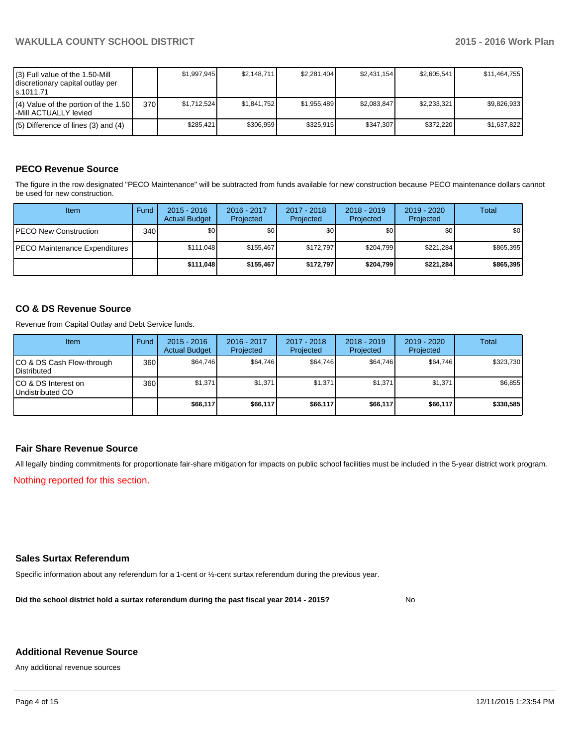| | | | | | | | |
|---|---|---|---|---|---|---|---|
| (3) Full value of the 1.50-Mill discretionary capital outlay per s.1011.71 | | $1,997,945 | $2,148,711 | $2,281,404 | $2,431,154 | $2,605,541 | $11,464,755 |
| (4) Value of the portion of the 1.50 -Mill ACTUALLY levied | 370 | $1,712,524 | $1,841,752 | $1,955,489 | $2,083,847 | $2,233,321 | $9,826,933 |
| (5) Difference of lines (3) and (4) | | $285,421 | $306,959 | $325,915 | $347,307 | $372,220 | $1,637,822 |

## PECO Revenue Source

The figure in the row designated "PECO Maintenance" will be subtracted from funds available for new construction because PECO maintenance dollars cannot be used for new construction.

| Item | Fund | 2015 - 2016 Actual Budget | 2016 - 2017 Projected | 2017 - 2018 Projected | 2018 - 2019 Projected | 2019 - 2020 Projected | Total |
|---|---|---|---|---|---|---|---|
| PECO New Construction | 340 | $0 | $0 | $0 | $0 | $0 | $0 |
| PECO Maintenance Expenditures | | $111,048 | $155,467 | $172,797 | $204,799 | $221,284 | $865,395 |
| | | **$111,048** | **$155,467** | **$172,797** | **$204,799** | **$221,284** | **$865,395** |

## CO & DS Revenue Source

Revenue from Capital Outlay and Debt Service funds.

| Item | Fund | 2015 - 2016 Actual Budget | 2016 - 2017 Projected | 2017 - 2018 Projected | 2018 - 2019 Projected | 2019 - 2020 Projected | Total |
|---|---|---|---|---|---|---|---|
| CO & DS Cash Flow-through Distributed | 360 | $64,746 | $64,746 | $64,746 | $64,746 | $64,746 | $323,730 |
| CO & DS Interest on Undistributed CO | 360 | $1,371 | $1,371 | $1,371 | $1,371 | $1,371 | $6,855 |
| | | **$66,117** | **$66,117** | **$66,117** | **$66,117** | **$66,117** | **$330,585** |

## Fair Share Revenue Source

All legally binding commitments for proportionate fair-share mitigation for impacts on public school facilities must be included in the 5-year district work program.

Nothing reported for this section.

## Sales Surtax Referendum

Specific information about any referendum for a 1-cent or ½-cent surtax referendum during the previous year.

**Did the school district hold a surtax referendum during the past fiscal year 2014 - 2015?** No

## Additional Revenue Source

Any additional revenue sources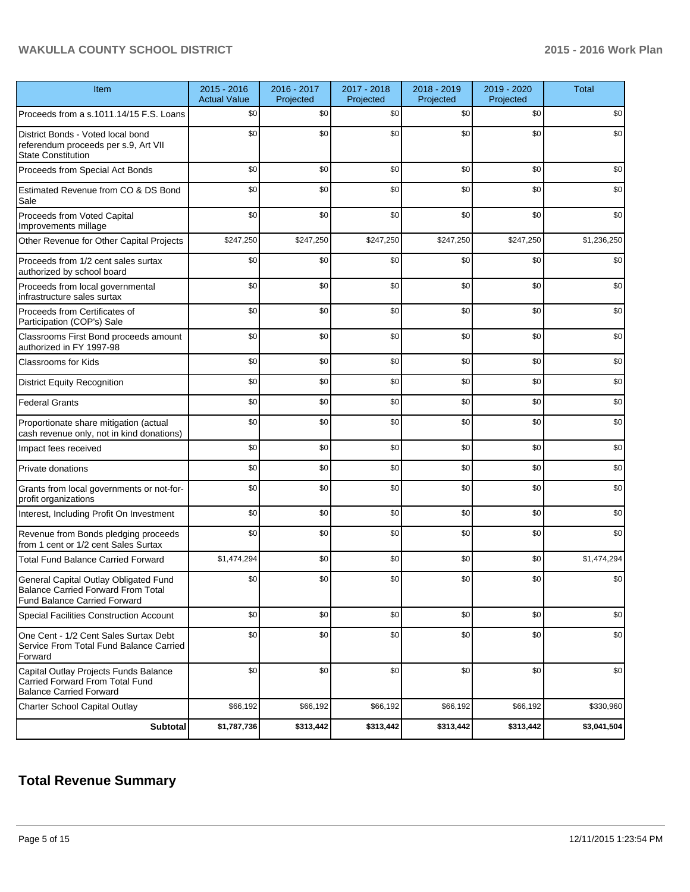| Item | 2015 - 2016 Actual Value | 2016 - 2017 Projected | 2017 - 2018 Projected | 2018 - 2019 Projected | 2019 - 2020 Projected | Total |
|---|---|---|---|---|---|---|
| Proceeds from a s.1011.14/15 F.S. Loans | $0 | $0 | $0 | $0 | $0 | $0 |
| District Bonds - Voted local bond referendum proceeds per s.9, Art VII State Constitution | $0 | $0 | $0 | $0 | $0 | $0 |
| Proceeds from Special Act Bonds | $0 | $0 | $0 | $0 | $0 | $0 |
| Estimated Revenue from CO & DS Bond Sale | $0 | $0 | $0 | $0 | $0 | $0 |
| Proceeds from Voted Capital Improvements millage | $0 | $0 | $0 | $0 | $0 | $0 |
| Other Revenue for Other Capital Projects | $247,250 | $247,250 | $247,250 | $247,250 | $247,250 | $1,236,250 |
| Proceeds from 1/2 cent sales surtax authorized by school board | $0 | $0 | $0 | $0 | $0 | $0 |
| Proceeds from local governmental infrastructure sales surtax | $0 | $0 | $0 | $0 | $0 | $0 |
| Proceeds from Certificates of Participation (COP's) Sale | $0 | $0 | $0 | $0 | $0 | $0 |
| Classrooms First Bond proceeds amount authorized in FY 1997-98 | $0 | $0 | $0 | $0 | $0 | $0 |
| Classrooms for Kids | $0 | $0 | $0 | $0 | $0 | $0 |
| District Equity Recognition | $0 | $0 | $0 | $0 | $0 | $0 |
| Federal Grants | $0 | $0 | $0 | $0 | $0 | $0 |
| Proportionate share mitigation (actual cash revenue only, not in kind donations) | $0 | $0 | $0 | $0 | $0 | $0 |
| Impact fees received | $0 | $0 | $0 | $0 | $0 | $0 |
| Private donations | $0 | $0 | $0 | $0 | $0 | $0 |
| Grants from local governments or not-for-profit organizations | $0 | $0 | $0 | $0 | $0 | $0 |
| Interest, Including Profit On Investment | $0 | $0 | $0 | $0 | $0 | $0 |
| Revenue from Bonds pledging proceeds from 1 cent or 1/2 cent Sales Surtax | $0 | $0 | $0 | $0 | $0 | $0 |
| Total Fund Balance Carried Forward | $1,474,294 | $0 | $0 | $0 | $0 | $1,474,294 |
| General Capital Outlay Obligated Fund Balance Carried Forward From Total Fund Balance Carried Forward | $0 | $0 | $0 | $0 | $0 | $0 |
| Special Facilities Construction Account | $0 | $0 | $0 | $0 | $0 | $0 |
| One Cent - 1/2 Cent Sales Surtax Debt Service From Total Fund Balance Carried Forward | $0 | $0 | $0 | $0 | $0 | $0 |
| Capital Outlay Projects Funds Balance Carried Forward From Total Fund Balance Carried Forward | $0 | $0 | $0 | $0 | $0 | $0 |
| Charter School Capital Outlay | $66,192 | $66,192 | $66,192 | $66,192 | $66,192 | $330,960 |
| **Subtotal** | **$1,787,736** | **$313,442** | **$313,442** | **$313,442** | **$313,442** | **$3,041,504** |

## Total Revenue Summary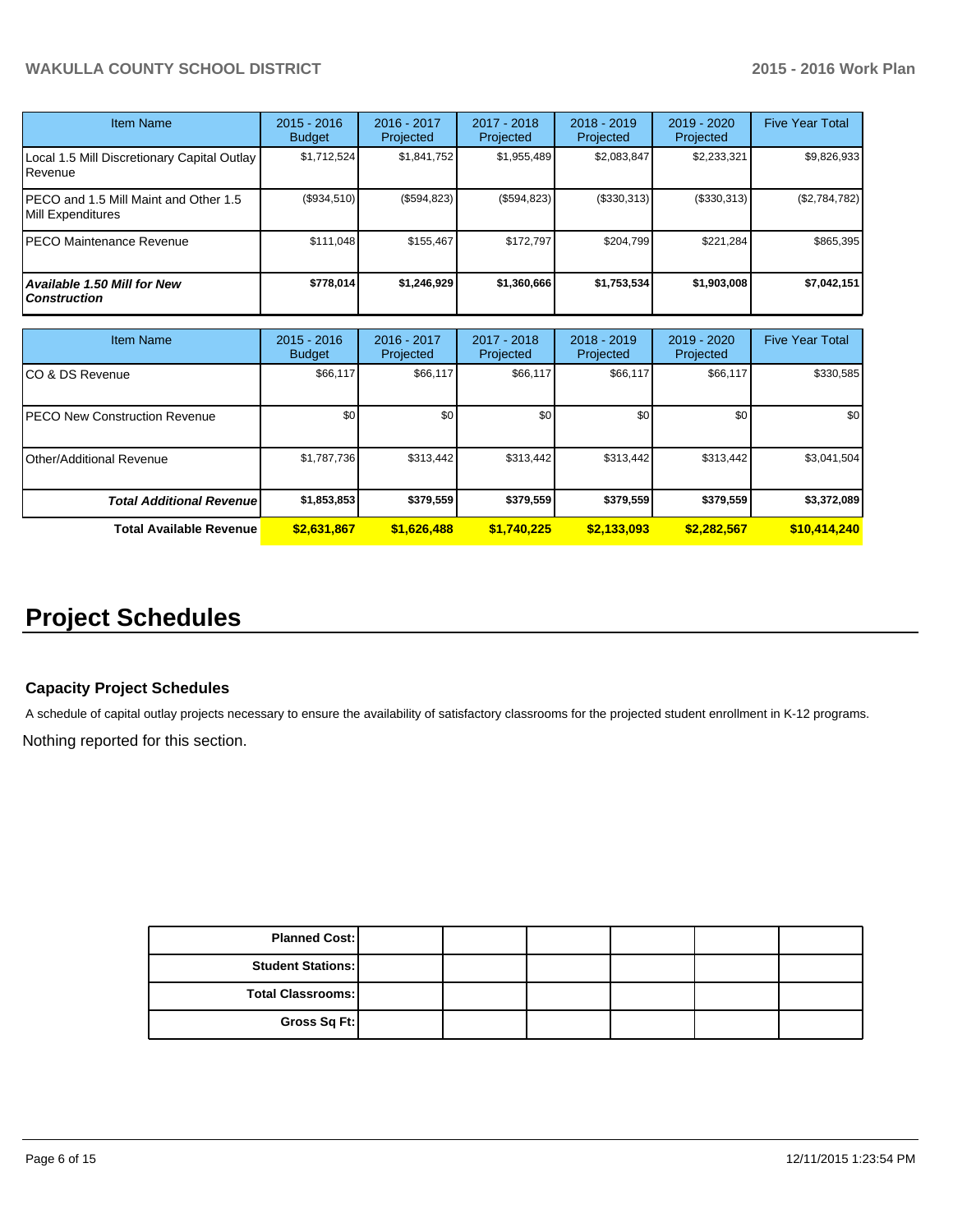| Item Name | 2015 - 2016 Budget | 2016 - 2017 Projected | 2017 - 2018 Projected | 2018 - 2019 Projected | 2019 - 2020 Projected | Five Year Total |
|---|---|---|---|---|---|---|
| Local 1.5 Mill Discretionary Capital Outlay Revenue | $1,712,524 | $1,841,752 | $1,955,489 | $2,083,847 | $2,233,321 | $9,826,933 |
| PECO and 1.5 Mill Maint and Other 1.5 Mill Expenditures | ($934,510) | ($594,823) | ($594,823) | ($330,313) | ($330,313) | ($2,784,782) |
| PECO Maintenance Revenue | $111,048 | $155,467 | $172,797 | $204,799 | $221,284 | $865,395 |
| ***Available 1.50 Mill for New Construction*** | **$778,014** | **$1,246,929** | **$1,360,666** | **$1,753,534** | **$1,903,008** | **$7,042,151** |

| Item Name | 2015 - 2016 Budget | 2016 - 2017 Projected | 2017 - 2018 Projected | 2018 - 2019 Projected | 2019 - 2020 Projected | Five Year Total |
|---|---|---|---|---|---|---|
| CO & DS Revenue | $66,117 | $66,117 | $66,117 | $66,117 | $66,117 | $330,585 |
| PECO New Construction Revenue | $0 | $0 | $0 | $0 | $0 | $0 |
| Other/Additional Revenue | $1,787,736 | $313,442 | $313,442 | $313,442 | $313,442 | $3,041,504 |
| ***Total Additional Revenue*** | **$1,853,853** | **$379,559** | **$379,559** | **$379,559** | **$379,559** | **$3,372,089** |
| **Total Available Revenue** | **$2,631,867** | **$1,626,488** | **$1,740,225** | **$2,133,093** | **$2,282,567** | **$10,414,240** |

# Project Schedules

### Capacity Project Schedules

A schedule of capital outlay projects necessary to ensure the availability of satisfactory classrooms for the projected student enrollment in K-12 programs.

Nothing reported for this section.

| | | | | | | |
|---|---|---|---|---|---|---|
| **Planned Cost:** | | | | | | |
| **Student Stations:** | | | | | | |
| **Total Classrooms:** | | | | | | |
| **Gross Sq Ft:** | | | | | | |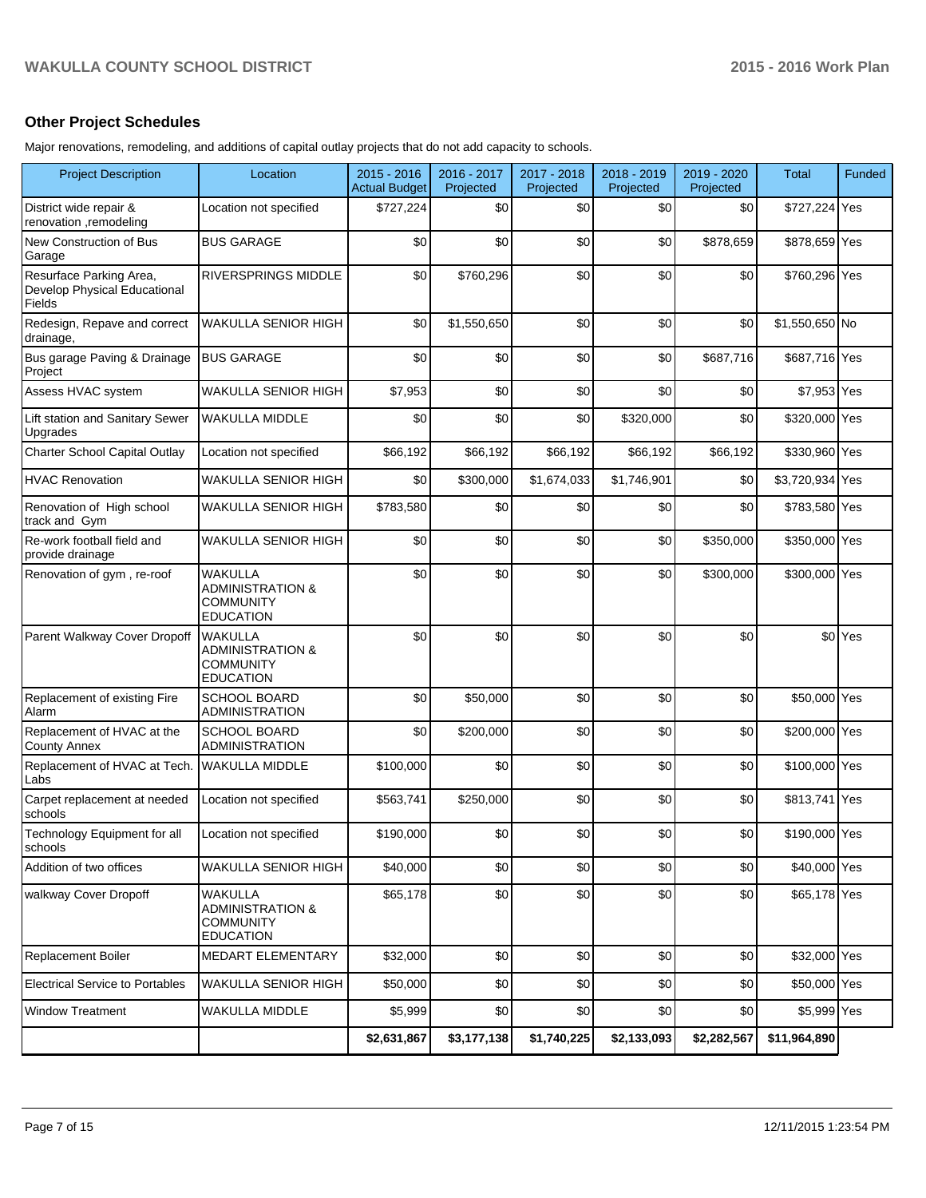## Other Project Schedules

Major renovations, remodeling, and additions of capital outlay projects that do not add capacity to schools.

| Project Description | Location | 2015 - 2016 Actual Budget | 2016 - 2017 Projected | 2017 - 2018 Projected | 2018 - 2019 Projected | 2019 - 2020 Projected | Total | Funded |
|---|---|---|---|---|---|---|---|---|
| District wide repair & renovation ,remodeling | Location not specified | $727,224 | $0 | $0 | $0 | $0 | $727,224 | Yes |
| New Construction of Bus Garage | BUS GARAGE | $0 | $0 | $0 | $0 | $878,659 | $878,659 | Yes |
| Resurface Parking Area, Develop Physical Educational Fields | RIVERSPRINGS MIDDLE | $0 | $760,296 | $0 | $0 | $0 | $760,296 | Yes |
| Redesign, Repave and correct drainage, | WAKULLA SENIOR HIGH | $0 | $1,550,650 | $0 | $0 | $0 | $1,550,650 | No |
| Bus garage Paving & Drainage Project | BUS GARAGE | $0 | $0 | $0 | $0 | $687,716 | $687,716 | Yes |
| Assess HVAC system | WAKULLA SENIOR HIGH | $7,953 | $0 | $0 | $0 | $0 | $7,953 | Yes |
| Lift station and Sanitary Sewer Upgrades | WAKULLA MIDDLE | $0 | $0 | $0 | $320,000 | $0 | $320,000 | Yes |
| Charter School Capital Outlay | Location not specified | $66,192 | $66,192 | $66,192 | $66,192 | $66,192 | $330,960 | Yes |
| HVAC Renovation | WAKULLA SENIOR HIGH | $0 | $300,000 | $1,674,033 | $1,746,901 | $0 | $3,720,934 | Yes |
| Renovation of High school track and Gym | WAKULLA SENIOR HIGH | $783,580 | $0 | $0 | $0 | $0 | $783,580 | Yes |
| Re-work football field and provide drainage | WAKULLA SENIOR HIGH | $0 | $0 | $0 | $0 | $350,000 | $350,000 | Yes |
| Renovation of gym , re-roof | WAKULLA ADMINISTRATION & COMMUNITY EDUCATION | $0 | $0 | $0 | $0 | $300,000 | $300,000 | Yes |
| Parent Walkway Cover Dropoff | WAKULLA ADMINISTRATION & COMMUNITY EDUCATION | $0 | $0 | $0 | $0 | $0 | $0 | Yes |
| Replacement of existing Fire Alarm | SCHOOL BOARD ADMINISTRATION | $0 | $50,000 | $0 | $0 | $0 | $50,000 | Yes |
| Replacement of HVAC at the County Annex | SCHOOL BOARD ADMINISTRATION | $0 | $200,000 | $0 | $0 | $0 | $200,000 | Yes |
| Replacement of HVAC at Tech. Labs | WAKULLA MIDDLE | $100,000 | $0 | $0 | $0 | $0 | $100,000 | Yes |
| Carpet replacement at needed schools | Location not specified | $563,741 | $250,000 | $0 | $0 | $0 | $813,741 | Yes |
| Technology Equipment for all schools | Location not specified | $190,000 | $0 | $0 | $0 | $0 | $190,000 | Yes |
| Addition of two offices | WAKULLA SENIOR HIGH | $40,000 | $0 | $0 | $0 | $0 | $40,000 | Yes |
| walkway Cover Dropoff | WAKULLA ADMINISTRATION & COMMUNITY EDUCATION | $65,178 | $0 | $0 | $0 | $0 | $65,178 | Yes |
| Replacement Boiler | MEDART ELEMENTARY | $32,000 | $0 | $0 | $0 | $0 | $32,000 | Yes |
| Electrical Service to Portables | WAKULLA SENIOR HIGH | $50,000 | $0 | $0 | $0 | $0 | $50,000 | Yes |
| Window Treatment | WAKULLA MIDDLE | $5,999 | $0 | $0 | $0 | $0 | $5,999 | Yes |
| | | $2,631,867 | $3,177,138 | $1,740,225 | $2,133,093 | $2,282,567 | $11,964,890 | |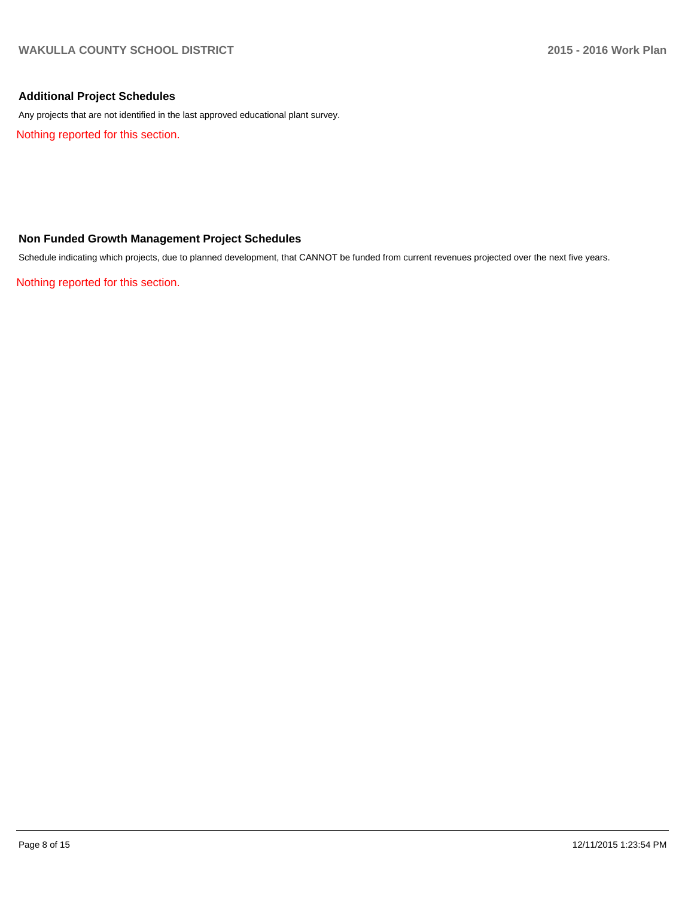## Additional Project Schedules

Any projects that are not identified in the last approved educational plant survey.

Nothing reported for this section.

## Non Funded Growth Management Project Schedules

Schedule indicating which projects, due to planned development, that CANNOT be funded from current revenues projected over the next five years.

Nothing reported for this section.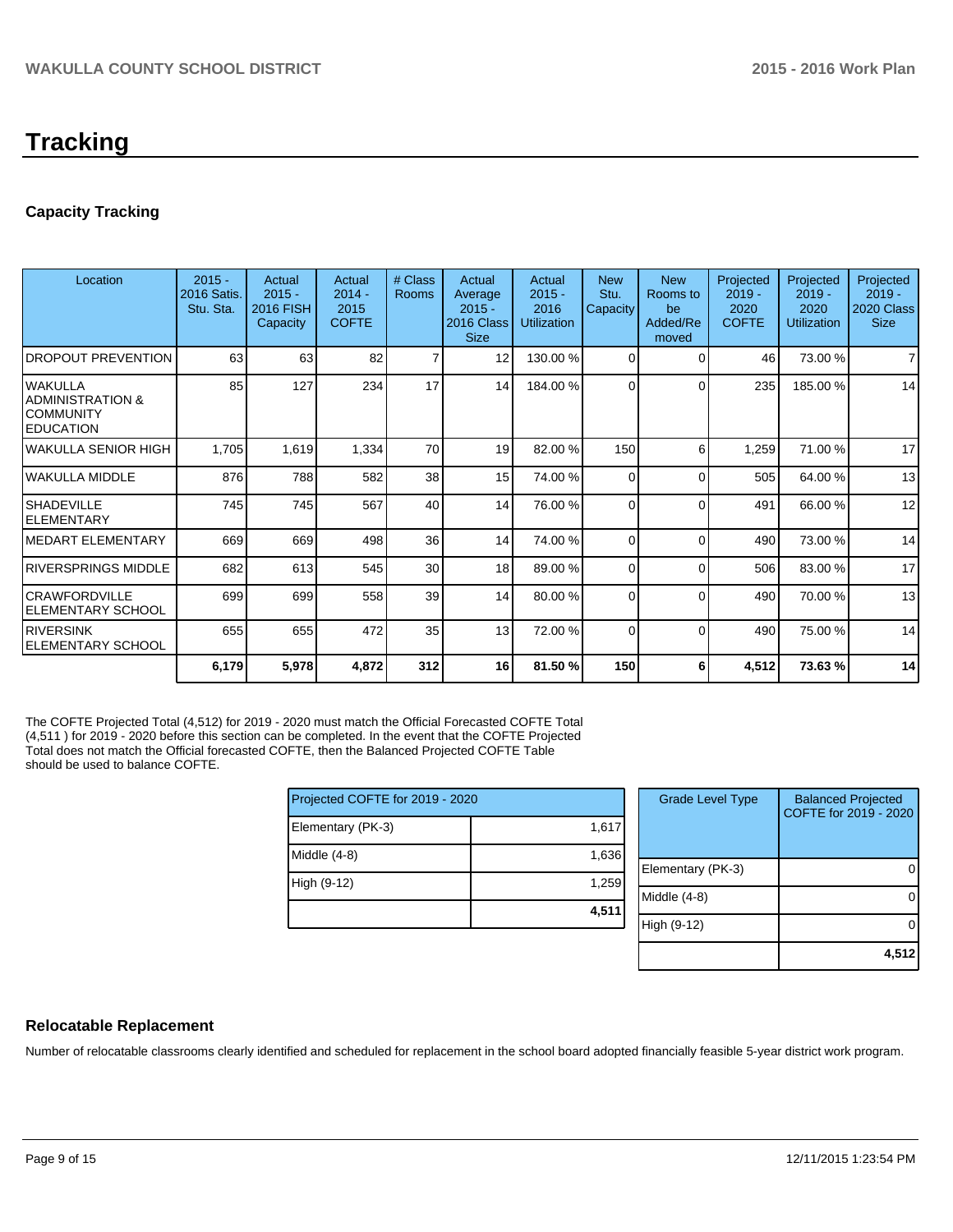# Tracking

## Capacity Tracking

| Location | 2015 - 2016 Satis. Stu. Sta. | Actual 2015 - 2016 FISH Capacity | Actual 2014 - 2015 COFTE | # Class Rooms | Actual Average 2015 - 2016 Class Size | Actual 2015 - 2016 Utilization | New Stu. Capacity | New Rooms to be Added/Removed | Projected 2019 - 2020 COFTE | Projected 2019 - 2020 Utilization | Projected 2019 - 2020 Class Size |
|---|---|---|---|---|---|---|---|---|---|---|---|
| DROPOUT PREVENTION | 63 | 63 | 82 | 7 | 12 | 130.00 % | 0 | 0 | 46 | 73.00 % | 7 |
| WAKULLA ADMINISTRATION & COMMUNITY EDUCATION | 85 | 127 | 234 | 17 | 14 | 184.00 % | 0 | 0 | 235 | 185.00 % | 14 |
| WAKULLA SENIOR HIGH | 1,705 | 1,619 | 1,334 | 70 | 19 | 82.00 % | 150 | 6 | 1,259 | 71.00 % | 17 |
| WAKULLA MIDDLE | 876 | 788 | 582 | 38 | 15 | 74.00 % | 0 | 0 | 505 | 64.00 % | 13 |
| SHADEVILLE ELEMENTARY | 745 | 745 | 567 | 40 | 14 | 76.00 % | 0 | 0 | 491 | 66.00 % | 12 |
| MEDART ELEMENTARY | 669 | 669 | 498 | 36 | 14 | 74.00 % | 0 | 0 | 490 | 73.00 % | 14 |
| RIVERSPRINGS MIDDLE | 682 | 613 | 545 | 30 | 18 | 89.00 % | 0 | 0 | 506 | 83.00 % | 17 |
| CRAWFORDVILLE ELEMENTARY SCHOOL | 699 | 699 | 558 | 39 | 14 | 80.00 % | 0 | 0 | 490 | 70.00 % | 13 |
| RIVERSINK ELEMENTARY SCHOOL | 655 | 655 | 472 | 35 | 13 | 72.00 % | 0 | 0 | 490 | 75.00 % | 14 |
| | **6,179** | **5,978** | **4,872** | **312** | **16** | **81.50 %** | **150** | **6** | **4,512** | **73.63 %** | **14** |

The COFTE Projected Total (4,512) for 2019 - 2020 must match the Official Forecasted COFTE Total (4,511 ) for 2019 - 2020 before this section can be completed. In the event that the COFTE Projected Total does not match the Official forecasted COFTE, then the Balanced Projected COFTE Table should be used to balance COFTE.

| Projected COFTE for 2019 - 2020 | |
|---|---|
| Elementary (PK-3) | 1,617 |
| Middle (4-8) | 1,636 |
| High (9-12) | 1,259 |
| | **4,511** |

| Grade Level Type | Balanced Projected COFTE for 2019 - 2020 |
|---|---|
| Elementary (PK-3) | 0 |
| Middle (4-8) | 0 |
| High (9-12) | 0 |
| | **4,512** |

## Relocatable Replacement

Number of relocatable classrooms clearly identified and scheduled for replacement in the school board adopted financially feasible 5-year district work program.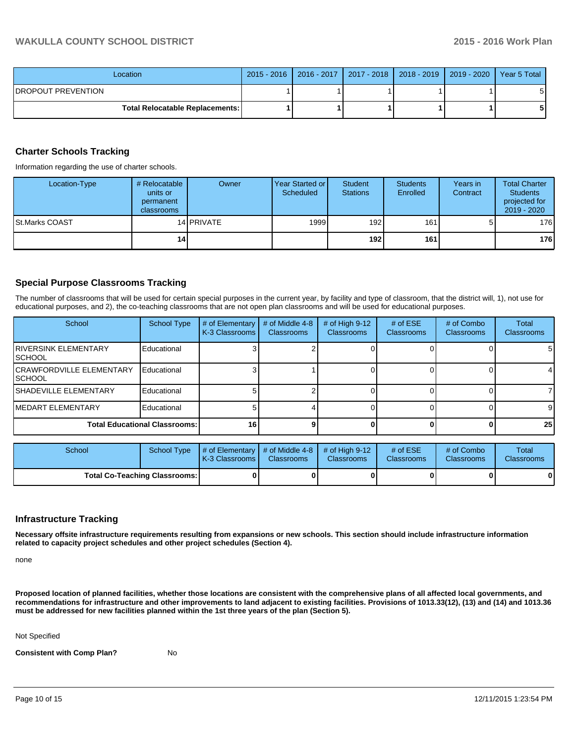| Location | 2015 - 2016 | 2016 - 2017 | 2017 - 2018 | 2018 - 2019 | 2019 - 2020 | Year 5 Total |
| --- | --- | --- | --- | --- | --- | --- |
| DROPOUT PREVENTION | 1 | 1 | 1 | 1 | 1 | 5 |
| **Total Relocatable Replacements:** | **1** | **1** | **1** | **1** | **1** | **5** |

## Charter Schools Tracking

Information regarding the use of charter schools.

| Location-Type | # Relocatable units or permanent classrooms | Owner | Year Started or Scheduled | Student Stations | Students Enrolled | Years in Contract | Total Charter Students projected for 2019 - 2020 |
| --- | --- | --- | --- | --- | --- | --- | --- |
| St.Marks COAST | 14 | PRIVATE | 1999 | 192 | 161 | 5 | 176 |
| | **14** | | | **192** | **161** | | **176** |

## Special Purpose Classrooms Tracking

The number of classrooms that will be used for certain special purposes in the current year, by facility and type of classroom, that the district will, 1), not use for educational purposes, and 2), the co-teaching classrooms that are not open plan classrooms and will be used for educational purposes.

| School | School Type | # of Elementary K-3 Classrooms | # of Middle 4-8 Classrooms | # of High 9-12 Classrooms | # of ESE Classrooms | # of Combo Classrooms | Total Classrooms |
| --- | --- | --- | --- | --- | --- | --- | --- |
| RIVERSINK ELEMENTARY SCHOOL | Educational | 3 | 2 | 0 | 0 | 0 | 5 |
| CRAWFORDVILLE ELEMENTARY SCHOOL | Educational | 3 | 1 | 0 | 0 | 0 | 4 |
| SHADEVILLE ELEMENTARY | Educational | 5 | 2 | 0 | 0 | 0 | 7 |
| MEDART ELEMENTARY | Educational | 5 | 4 | 0 | 0 | 0 | 9 |
| **Total Educational Classrooms:** | | **16** | **9** | **0** | **0** | **0** | **25** |

| School | School Type | # of Elementary K-3 Classrooms | # of Middle 4-8 Classrooms | # of High 9-12 Classrooms | # of ESE Classrooms | # of Combo Classrooms | Total Classrooms |
| --- | --- | --- | --- | --- | --- | --- | --- |
| **Total Co-Teaching Classrooms:** | | **0** | **0** | **0** | **0** | **0** | **0** |

## Infrastructure Tracking

**Necessary offsite infrastructure requirements resulting from expansions or new schools. This section should include infrastructure information related to capacity project schedules and other project schedules (Section 4).**

none

**Proposed location of planned facilities, whether those locations are consistent with the comprehensive plans of all affected local governments, and recommendations for infrastructure and other improvements to land adjacent to existing facilities. Provisions of 1013.33(12), (13) and (14) and 1013.36 must be addressed for new facilities planned within the 1st three years of the plan (Section 5).**

Not Specified

**Consistent with Comp Plan?** No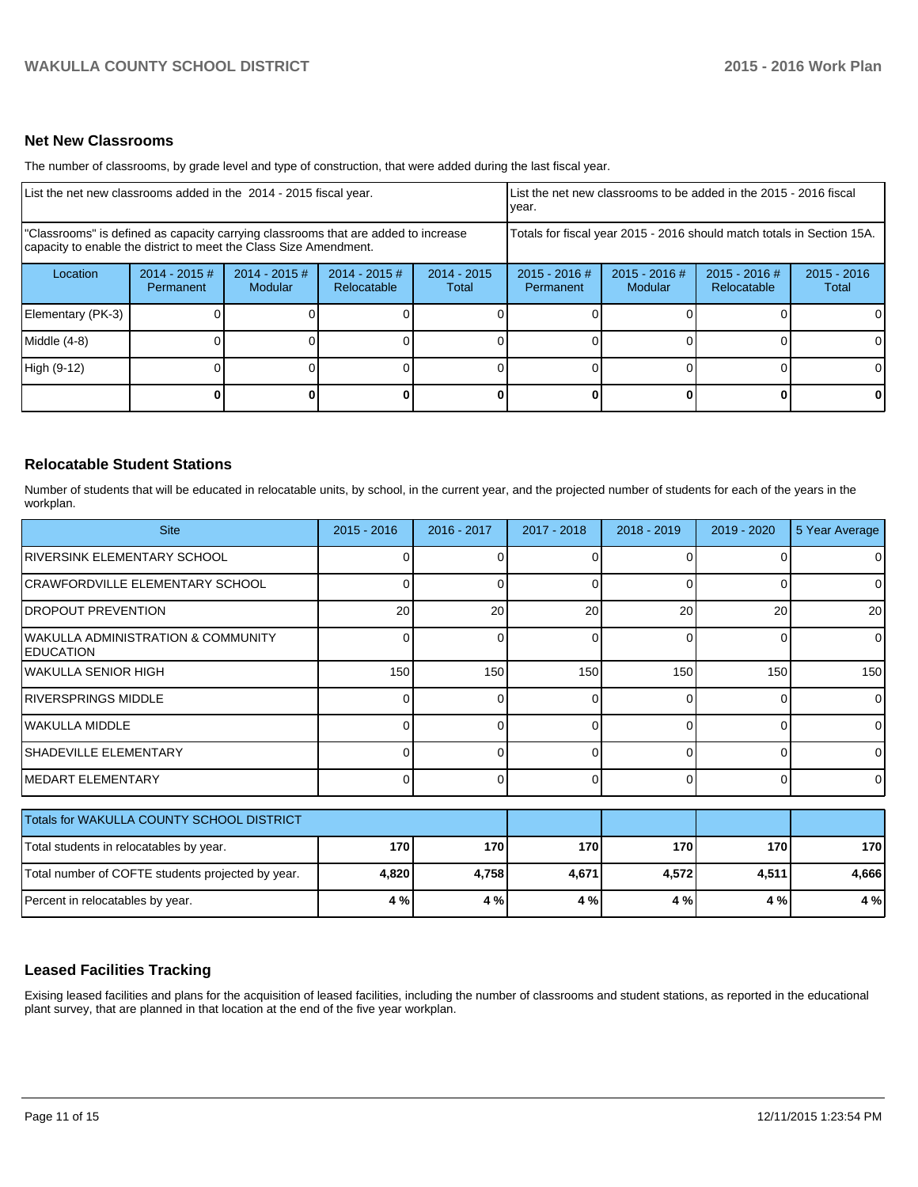### Net New Classrooms

The number of classrooms, by grade level and type of construction, that were added during the last fiscal year.

| List the net new classrooms added in the 2014 - 2015 fiscal year. | | | | | List the net new classrooms to be added in the 2015 - 2016 fiscal year. | | | |
|---|---|---|---|---|---|---|---|---|
| "Classrooms" is defined as capacity carrying classrooms that are added to increase capacity to enable the district to meet the Class Size Amendment. | | | | | Totals for fiscal year 2015 - 2016 should match totals in Section 15A. | | | |
| Location | 2014 - 2015 # Permanent | 2014 - 2015 # Modular | 2014 - 2015 # Relocatable | 2014 - 2015 Total | 2015 - 2016 # Permanent | 2015 - 2016 # Modular | 2015 - 2016 # Relocatable | 2015 - 2016 Total |
| Elementary (PK-3) | 0 | 0 | 0 | 0 | 0 | 0 | 0 | 0 |
| Middle (4-8) | 0 | 0 | 0 | 0 | 0 | 0 | 0 | 0 |
| High (9-12) | 0 | 0 | 0 | 0 | 0 | 0 | 0 | 0 |
| | **0** | **0** | **0** | **0** | **0** | **0** | **0** | **0** |

### Relocatable Student Stations

Number of students that will be educated in relocatable units, by school, in the current year, and the projected number of students for each of the years in the workplan.

| Site | 2015 - 2016 | 2016 - 2017 | 2017 - 2018 | 2018 - 2019 | 2019 - 2020 | 5 Year Average |
|---|---|---|---|---|---|---|
| RIVERSINK ELEMENTARY SCHOOL | 0 | 0 | 0 | 0 | 0 | 0 |
| CRAWFORDVILLE ELEMENTARY SCHOOL | 0 | 0 | 0 | 0 | 0 | 0 |
| DROPOUT PREVENTION | 20 | 20 | 20 | 20 | 20 | 20 |
| WAKULLA ADMINISTRATION & COMMUNITY EDUCATION | 0 | 0 | 0 | 0 | 0 | 0 |
| WAKULLA SENIOR HIGH | 150 | 150 | 150 | 150 | 150 | 150 |
| RIVERSPRINGS MIDDLE | 0 | 0 | 0 | 0 | 0 | 0 |
| WAKULLA MIDDLE | 0 | 0 | 0 | 0 | 0 | 0 |
| SHADEVILLE ELEMENTARY | 0 | 0 | 0 | 0 | 0 | 0 |
| MEDART ELEMENTARY | 0 | 0 | 0 | 0 | 0 | 0 |

| Totals for WAKULLA COUNTY SCHOOL DISTRICT | | | | | | |
|---|---|---|---|---|---|---|
| Total students in relocatables by year. | **170** | **170** | **170** | **170** | **170** | **170** |
| Total number of COFTE students projected by year. | **4,820** | **4,758** | **4,671** | **4,572** | **4,511** | **4,666** |
| Percent in relocatables by year. | **4 %** | **4 %** | **4 %** | **4 %** | **4 %** | **4 %** |

### Leased Facilities Tracking

Exising leased facilities and plans for the acquisition of leased facilities, including the number of classrooms and student stations, as reported in the educational plant survey, that are planned in that location at the end of the five year workplan.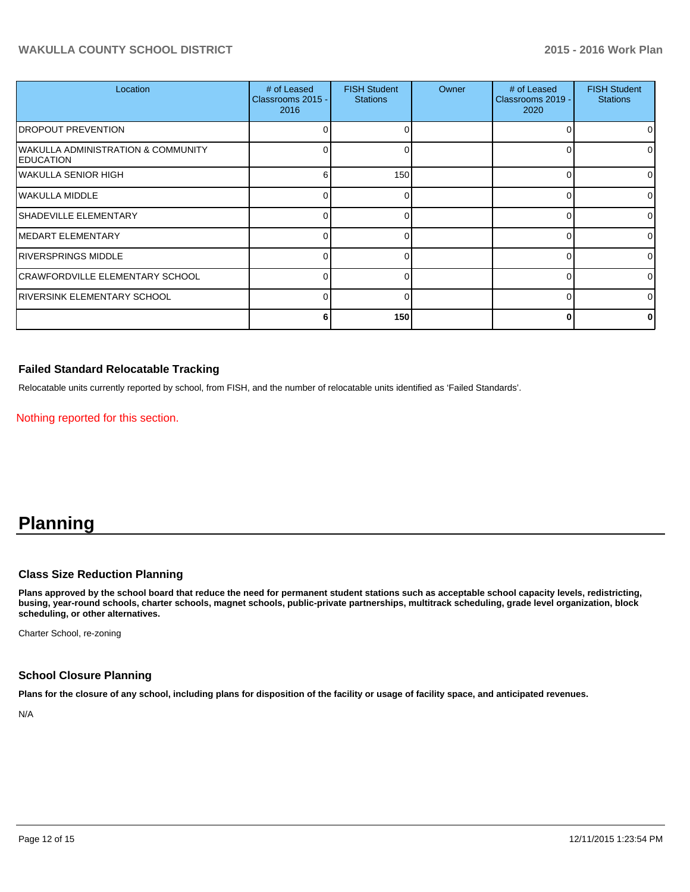| Location | # of Leased Classrooms 2015 - 2016 | FISH Student Stations | Owner | # of Leased Classrooms 2019 - 2020 | FISH Student Stations |
|---|---|---|---|---|---|
| DROPOUT PREVENTION | 0 | 0 | | 0 | 0 |
| WAKULLA ADMINISTRATION & COMMUNITY EDUCATION | 0 | 0 | | 0 | 0 |
| WAKULLA SENIOR HIGH | 6 | 150 | | 0 | 0 |
| WAKULLA MIDDLE | 0 | 0 | | 0 | 0 |
| SHADEVILLE ELEMENTARY | 0 | 0 | | 0 | 0 |
| MEDART ELEMENTARY | 0 | 0 | | 0 | 0 |
| RIVERSPRINGS MIDDLE | 0 | 0 | | 0 | 0 |
| CRAWFORDVILLE ELEMENTARY SCHOOL | 0 | 0 | | 0 | 0 |
| RIVERSINK ELEMENTARY SCHOOL | 0 | 0 | | 0 | 0 |
| | **6** | **150** | | **0** | **0** |

### Failed Standard Relocatable Tracking

Relocatable units currently reported by school, from FISH, and the number of relocatable units identified as 'Failed Standards'.

Nothing reported for this section.

# Planning

### Class Size Reduction Planning

**Plans approved by the school board that reduce the need for permanent student stations such as acceptable school capacity levels, redistricting, busing, year-round schools, charter schools, magnet schools, public-private partnerships, multitrack scheduling, grade level organization, block scheduling, or other alternatives.**

Charter School, re-zoning

### School Closure Planning

**Plans for the closure of any school, including plans for disposition of the facility or usage of facility space, and anticipated revenues.**

N/A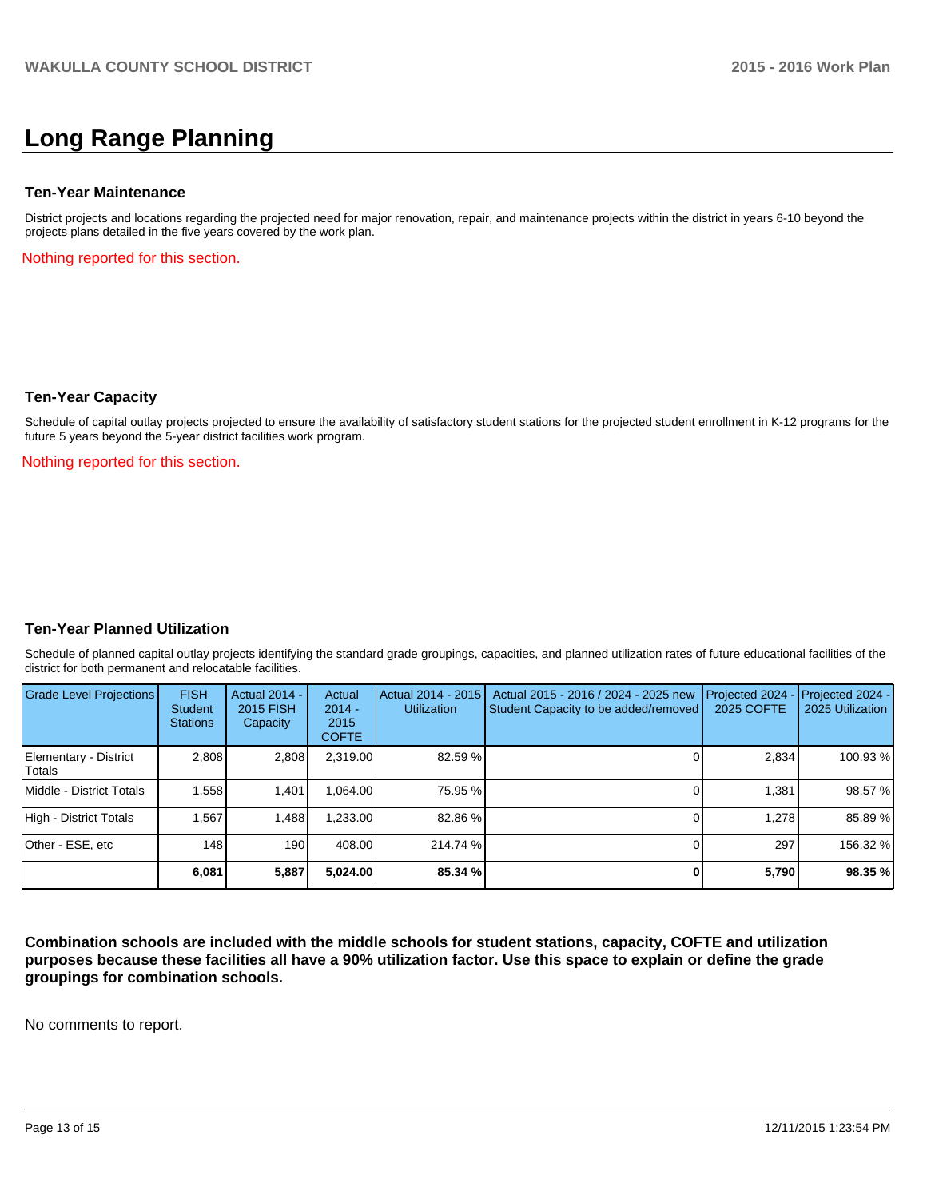# Long Range Planning

### Ten-Year Maintenance

District projects and locations regarding the projected need for major renovation, repair, and maintenance projects within the district in years 6-10 beyond the projects plans detailed in the five years covered by the work plan.

Nothing reported for this section.

### Ten-Year Capacity

Schedule of capital outlay projects projected to ensure the availability of satisfactory student stations for the projected student enrollment in K-12 programs for the future 5 years beyond the 5-year district facilities work program.

Nothing reported for this section.

### Ten-Year Planned Utilization

Schedule of planned capital outlay projects identifying the standard grade groupings, capacities, and planned utilization rates of future educational facilities of the district for both permanent and relocatable facilities.

| Grade Level Projections | FISH Student Stations | Actual 2014 - 2015 FISH Capacity | Actual 2014 - 2015 COFTE | Actual 2014 - 2015 Utilization | Actual 2015 - 2016 / 2024 - 2025 new Student Capacity to be added/removed | Projected 2024 - 2025 COFTE | Projected 2024 - 2025 Utilization |
|---|---|---|---|---|---|---|---|
| Elementary - District Totals | 2,808 | 2,808 | 2,319.00 | 82.59 % | 0 | 2,834 | 100.93 % |
| Middle - District Totals | 1,558 | 1,401 | 1,064.00 | 75.95 % | 0 | 1,381 | 98.57 % |
| High - District Totals | 1,567 | 1,488 | 1,233.00 | 82.86 % | 0 | 1,278 | 85.89 % |
| Other - ESE, etc | 148 | 190 | 408.00 | 214.74 % | 0 | 297 | 156.32 % |
| | **6,081** | **5,887** | **5,024.00** | **85.34 %** | **0** | **5,790** | **98.35 %** |

**Combination schools are included with the middle schools for student stations, capacity, COFTE and utilization purposes because these facilities all have a 90% utilization factor. Use this space to explain or define the grade groupings for combination schools.**

No comments to report.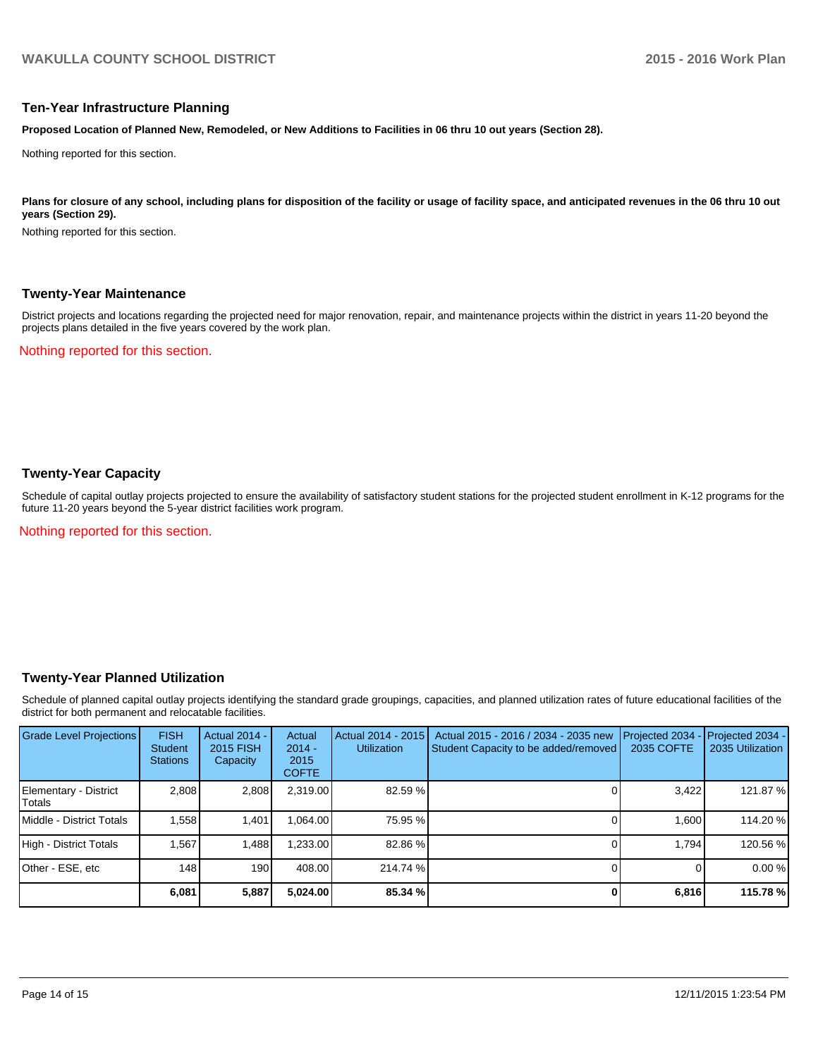## Ten-Year Infrastructure Planning

**Proposed Location of Planned New, Remodeled, or New Additions to Facilities in 06 thru 10 out years (Section 28).**

Nothing reported for this section.

**Plans for closure of any school, including plans for disposition of the facility or usage of facility space, and anticipated revenues in the 06 thru 10 out years (Section 29).**

Nothing reported for this section.

## Twenty-Year Maintenance

District projects and locations regarding the projected need for major renovation, repair, and maintenance projects within the district in years 11-20 beyond the projects plans detailed in the five years covered by the work plan.

Nothing reported for this section.

## Twenty-Year Capacity

Schedule of capital outlay projects projected to ensure the availability of satisfactory student stations for the projected student enrollment in K-12 programs for the future 11-20 years beyond the 5-year district facilities work program.

Nothing reported for this section.

## Twenty-Year Planned Utilization

Schedule of planned capital outlay projects identifying the standard grade groupings, capacities, and planned utilization rates of future educational facilities of the district for both permanent and relocatable facilities.

| Grade Level Projections | FISH Student Stations | Actual 2014 - 2015 FISH Capacity | Actual 2014 - 2015 COFTE | Actual 2014 - 2015 Utilization | Actual 2015 - 2016 / 2034 - 2035 new Student Capacity to be added/removed | Projected 2034 - 2035 COFTE | Projected 2034 - 2035 Utilization |
|---|---|---|---|---|---|---|---|
| Elementary - District Totals | 2,808 | 2,808 | 2,319.00 | 82.59 % | 0 | 3,422 | 121.87 % |
| Middle - District Totals | 1,558 | 1,401 | 1,064.00 | 75.95 % | 0 | 1,600 | 114.20 % |
| High - District Totals | 1,567 | 1,488 | 1,233.00 | 82.86 % | 0 | 1,794 | 120.56 % |
| Other - ESE, etc | 148 | 190 | 408.00 | 214.74 % | 0 | 0 | 0.00 % |
| | **6,081** | **5,887** | **5,024.00** | **85.34 %** | **0** | **6,816** | **115.78 %** |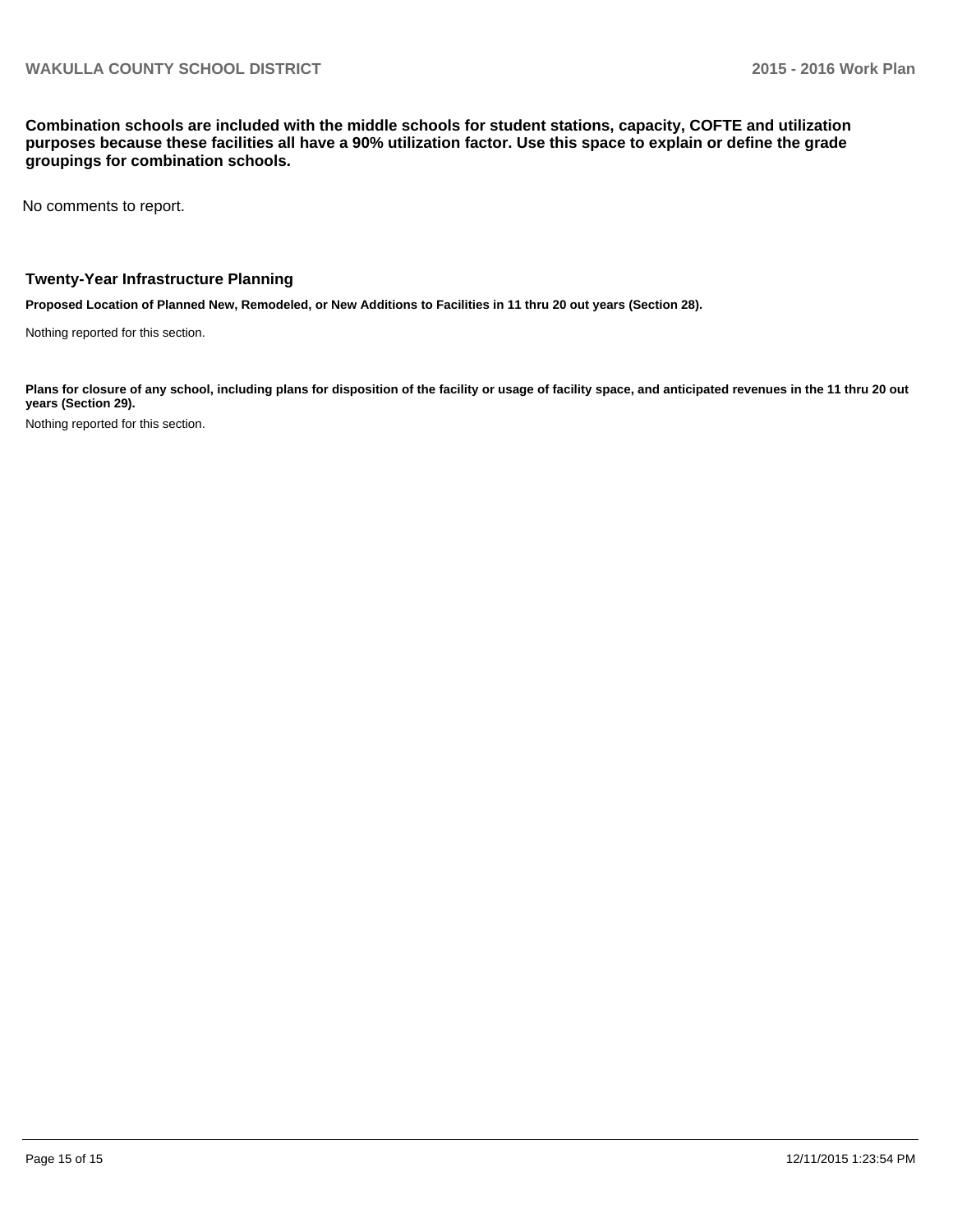**Combination schools are included with the middle schools for student stations, capacity, COFTE and utilization purposes because these facilities all have a 90% utilization factor. Use this space to explain or define the grade groupings for combination schools.**

No comments to report.

## Twenty-Year Infrastructure Planning

**Proposed Location of Planned New, Remodeled, or New Additions to Facilities in 11 thru 20 out years (Section 28).**

Nothing reported for this section.

**Plans for closure of any school, including plans for disposition of the facility or usage of facility space, and anticipated revenues in the 11 thru 20 out years (Section 29).**

Nothing reported for this section.